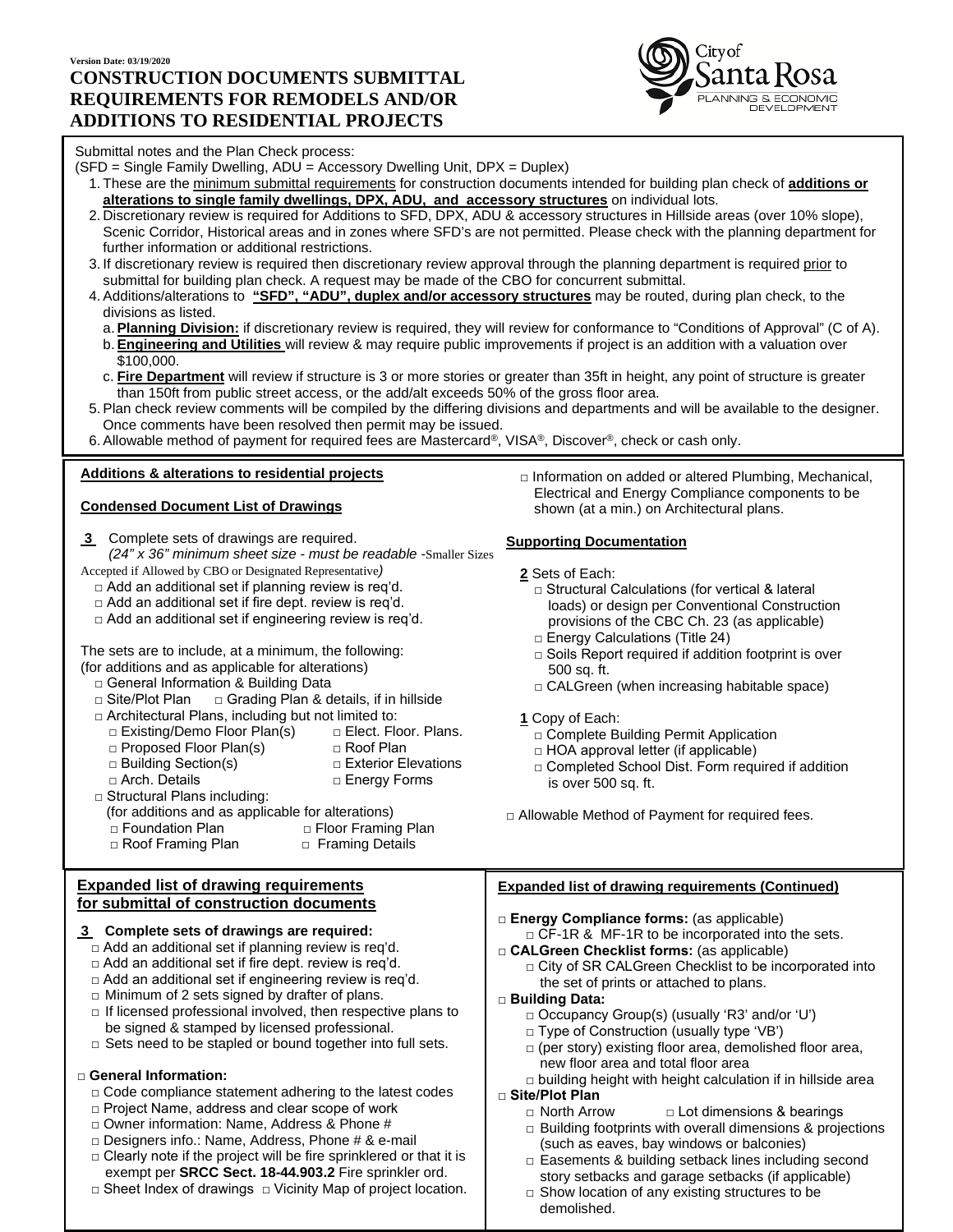Version Date: 03/19/2020

# CONSTRUCTION DOCUMENTS SUBMITTAL REQUIREMENTS FOR REMODELS AND/OR ADDITIONS TO RESIDENTIAL PROJECTS

City of Santa Rosa
PLANNING & ECONOMIC DEVELOPMENT

Submittal notes and the Plan Check process:
(SFD = Single Family Dwelling, ADU = Accessory Dwelling Unit, DPX = Duplex)

1. These are the minimum submittal requirements for construction documents intended for building plan check of **additions or alterations to single family dwellings, DPX, ADU, and accessory structures** on individual lots.
2. Discretionary review is required for Additions to SFD, DPX, ADU & accessory structures in Hillside areas (over 10% slope), Scenic Corridor, Historical areas and in zones where SFD's are not permitted. Please check with the planning department for further information or additional restrictions.
3. If discretionary review is required then discretionary review approval through the planning department is required prior to submittal for building plan check. A request may be made of the CBO for concurrent submittal.
4. Additions/alterations to **"SFD", "ADU", duplex and/or accessory structures** may be routed, during plan check, to the divisions as listed.
   a. **Planning Division:** if discretionary review is required, they will review for conformance to "Conditions of Approval" (C of A).
   b. **Engineering and Utilities** will review & may require public improvements if project is an addition with a valuation over $100,000.
   c. **Fire Department** will review if structure is 3 or more stories or greater than 35ft in height, any point of structure is greater than 150ft from public street access, or the add/alt exceeds 50% of the gross floor area.
5. Plan check review comments will be compiled by the differing divisions and departments and will be available to the designer. Once comments have been resolved then permit may be issued.
6. Allowable method of payment for required fees are Mastercard®, VISA®, Discover®, check or cash only.

## Additions & alterations to residential projects

### Condensed Document List of Drawings

**3** Complete sets of drawings are required.
*(24" x 36" minimum sheet size - must be readable -Smaller Sizes Accepted if Allowed by CBO or Designated Representative)*

- □ Add an additional set if planning review is req'd.
- □ Add an additional set if fire dept. review is req'd.
- □ Add an additional set if engineering review is req'd.

The sets are to include, at a minimum, the following:
(for additions and as applicable for alterations)

- □ General Information & Building Data
- □ Site/Plot Plan □ Grading Plan & details, if in hillside
- □ Architectural Plans, including but not limited to:
  - □ Existing/Demo Floor Plan(s)
  - □ Elect. Floor. Plans.
  - □ Proposed Floor Plan(s)
  - □ Roof Plan
  - □ Building Section(s)
  - □ Exterior Elevations
  - □ Arch. Details
  - □ Energy Forms
- □ Structural Plans including:
  (for additions and as applicable for alterations)
  - □ Foundation Plan
  - □ Floor Framing Plan
  - □ Roof Framing Plan
  - □ Framing Details
- □ Information on added or altered Plumbing, Mechanical, Electrical and Energy Compliance components to be shown (at a min.) on Architectural plans.

### Supporting Documentation

**2** Sets of Each:

- □ Structural Calculations (for vertical & lateral loads) or design per Conventional Construction provisions of the CBC Ch. 23 (as applicable)
- □ Energy Calculations (Title 24)
- □ Soils Report required if addition footprint is over 500 sq. ft.
- □ CALGreen (when increasing habitable space)

**1** Copy of Each:

- □ Complete Building Permit Application
- □ HOA approval letter (if applicable)
- □ Completed School Dist. Form required if addition is over 500 sq. ft.

□ Allowable Method of Payment for required fees.

## Expanded list of drawing requirements for submittal of construction documents

**3 Complete sets of drawings are required:**

- □ Add an additional set if planning review is req'd.
- □ Add an additional set if fire dept. review is req'd.
- □ Add an additional set if engineering review is req'd.
- □ Minimum of 2 sets signed by drafter of plans.
- □ If licensed professional involved, then respective plans to be signed & stamped by licensed professional.
- □ Sets need to be stapled or bound together into full sets.

□ **General Information:**

- □ Code compliance statement adhering to the latest codes
- □ Project Name, address and clear scope of work
- □ Owner information: Name, Address & Phone #
- □ Designers info.: Name, Address, Phone # & e-mail
- □ Clearly note if the project will be fire sprinklered or that it is exempt per **SRCC Sect. 18-44.903.2** Fire sprinkler ord.
- □ Sheet Index of drawings □ Vicinity Map of project location.

## Expanded list of drawing requirements (Continued)

□ **Energy Compliance forms:** (as applicable)

- □ CF-1R & MF-1R to be incorporated into the sets.

□ **CALGreen Checklist forms:** (as applicable)

- □ City of SR CALGreen Checklist to be incorporated into the set of prints or attached to plans.

□ **Building Data:**

- □ Occupancy Group(s) (usually 'R3' and/or 'U')
- □ Type of Construction (usually type 'VB')
- □ (per story) existing floor area, demolished floor area, new floor area and total floor area
- □ building height with height calculation if in hillside area

□ **Site/Plot Plan**

- □ North Arrow □ Lot dimensions & bearings
- □ Building footprints with overall dimensions & projections (such as eaves, bay windows or balconies)
- □ Easements & building setback lines including second story setbacks and garage setbacks (if applicable)
- □ Show location of any existing structures to be demolished.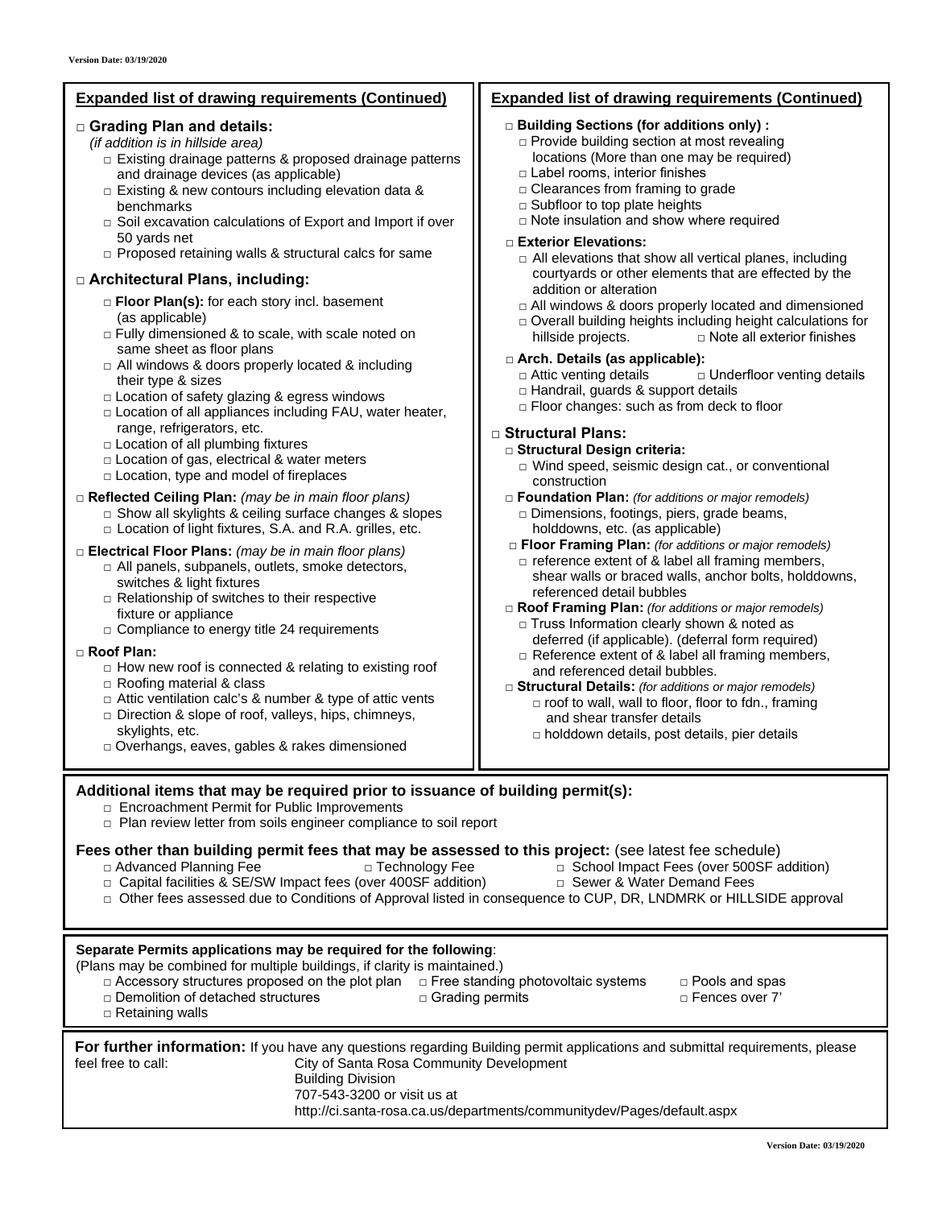## Expanded list of drawing requirements (Continued)

- □ **Grading Plan and details:**
  *(if addition is in hillside area)*
  - □ Existing drainage patterns & proposed drainage patterns and drainage devices (as applicable)
  - □ Existing & new contours including elevation data & benchmarks
  - □ Soil excavation calculations of Export and Import if over 50 yards net
  - □ Proposed retaining walls & structural calcs for same

- □ **Architectural Plans, including:**
  - □ **Floor Plan(s):** for each story incl. basement (as applicable)
  - □ Fully dimensioned & to scale, with scale noted on same sheet as floor plans
  - □ All windows & doors properly located & including their type & sizes
  - □ Location of safety glazing & egress windows
  - □ Location of all appliances including FAU, water heater, range, refrigerators, etc.
  - □ Location of all plumbing fixtures
  - □ Location of gas, electrical & water meters
  - □ Location, type and model of fireplaces

- □ **Reflected Ceiling Plan:** *(may be in main floor plans)*
  - □ Show all skylights & ceiling surface changes & slopes
  - □ Location of light fixtures, S.A. and R.A. grilles, etc.

- □ **Electrical Floor Plans:** *(may be in main floor plans)*
  - □ All panels, subpanels, outlets, smoke detectors, switches & light fixtures
  - □ Relationship of switches to their respective fixture or appliance
  - □ Compliance to energy title 24 requirements

- □ **Roof Plan:**
  - □ How new roof is connected & relating to existing roof
  - □ Roofing material & class
  - □ Attic ventilation calc's & number & type of attic vents
  - □ Direction & slope of roof, valleys, hips, chimneys, skylights, etc.
  - □ Overhangs, eaves, gables & rakes dimensioned

## Expanded list of drawing requirements (Continued)

- □ **Building Sections (for additions only) :**
  - □ Provide building section at most revealing locations (More than one may be required)
  - □ Label rooms, interior finishes
  - □ Clearances from framing to grade
  - □ Subfloor to top plate heights
  - □ Note insulation and show where required

- □ **Exterior Elevations:**
  - □ All elevations that show all vertical planes, including courtyards or other elements that are effected by the addition or alteration
  - □ All windows & doors properly located and dimensioned
  - □ Overall building heights including height calculations for hillside projects.
  - □ Note all exterior finishes

- □ **Arch. Details (as applicable):**
  - □ Attic venting details
  - □ Underfloor venting details
  - □ Handrail, guards & support details
  - □ Floor changes: such as from deck to floor

- □ **Structural Plans:**
  - □ **Structural Design criteria:**
    - □ Wind speed, seismic design cat., or conventional construction
  - □ **Foundation Plan:** *(for additions or major remodels)*
    - □ Dimensions, footings, piers, grade beams, holddowns, etc. (as applicable)
  - □ **Floor Framing Plan:** *(for additions or major remodels)*
    - □ reference extent of & label all framing members, shear walls or braced walls, anchor bolts, holddowns, referenced detail bubbles
  - □ **Roof Framing Plan:** *(for additions or major remodels)*
    - □ Truss Information clearly shown & noted as deferred (if applicable). (deferral form required)
    - □ Reference extent of & label all framing members, and referenced detail bubbles.
  - □ **Structural Details:** *(for additions or major remodels)*
    - □ roof to wall, wall to floor, floor to fdn., framing and shear transfer details
    - □ holddown details, post details, pier details

**Additional items that may be required prior to issuance of building permit(s):**

- □ Encroachment Permit for Public Improvements
- □ Plan review letter from soils engineer compliance to soil report

**Fees other than building permit fees that may be assessed to this project:** (see latest fee schedule)

- □ Advanced Planning Fee
- □ Technology Fee
- □ School Impact Fees (over 500SF addition)
- □ Capital facilities & SE/SW Impact fees (over 400SF addition)
- □ Sewer & Water Demand Fees
- □ Other fees assessed due to Conditions of Approval listed in consequence to CUP, DR, LNDMRK or HILLSIDE approval

**Separate Permits applications may be required for the following**:
(Plans may be combined for multiple buildings, if clarity is maintained.)

- □ Accessory structures proposed on the plot plan
- □ Free standing photovoltaic systems
- □ Pools and spas
- □ Demolition of detached structures
- □ Grading permits
- □ Fences over 7'
- □ Retaining walls

**For further information:** If you have any questions regarding Building permit applications and submittal requirements, please feel free to call:

City of Santa Rosa Community Development
Building Division
707-543-3200 or visit us at
http://ci.santa-rosa.ca.us/departments/communitydev/Pages/default.aspx